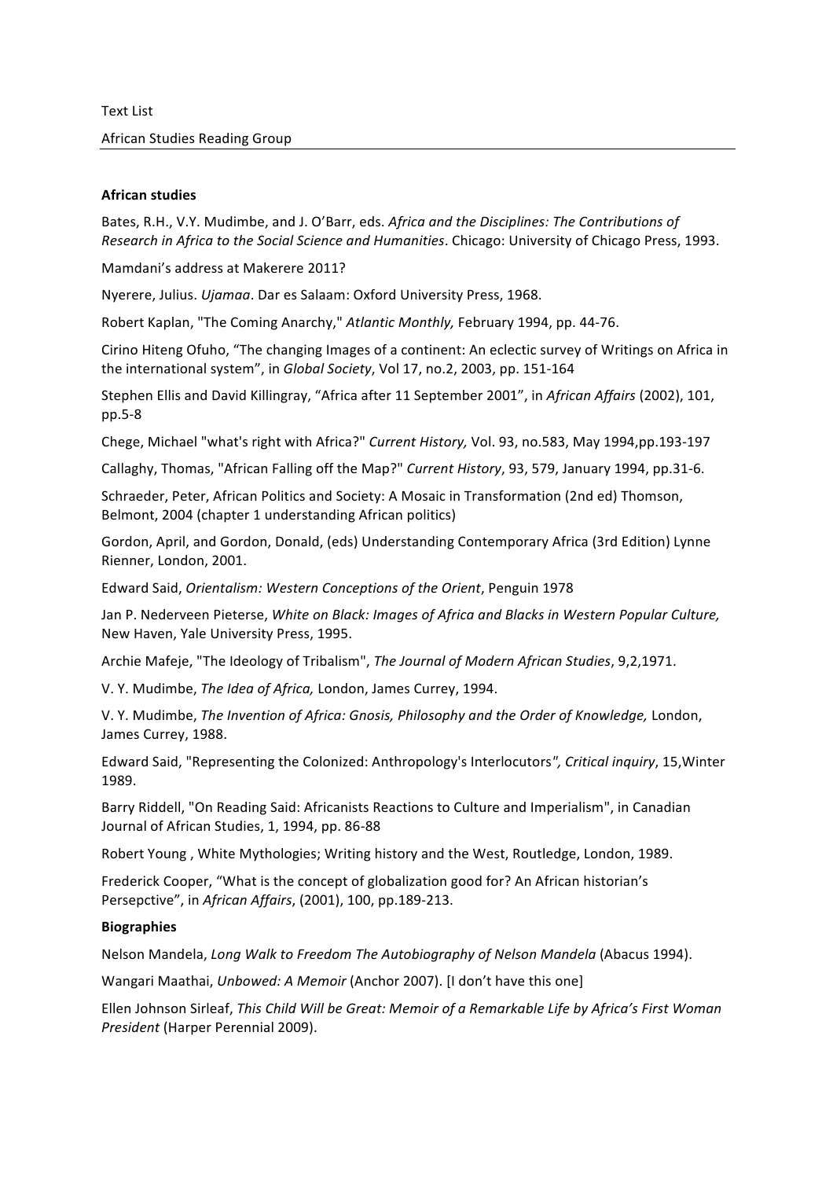Text List

African Studies Reading Group

---

**African studies**

Bates, R.H., V.Y. Mudimbe, and J. O'Barr, eds. *Africa and the Disciplines: The Contributions of Research in Africa to the Social Science and Humanities*. Chicago: University of Chicago Press, 1993.

Mamdani's address at Makerere 2011?

Nyerere, Julius. *Ujamaa*. Dar es Salaam: Oxford University Press, 1968.

Robert Kaplan, "The Coming Anarchy," *Atlantic Monthly,* February 1994, pp. 44-76.

Cirino Hiteng Ofuho, "The changing Images of a continent: An eclectic survey of Writings on Africa in the international system", in *Global Society*, Vol 17, no.2, 2003, pp. 151-164

Stephen Ellis and David Killingray, "Africa after 11 September 2001", in *African Affairs* (2002), 101, pp.5-8

Chege, Michael "what's right with Africa?" *Current History,* Vol. 93, no.583, May 1994,pp.193-197

Callaghy, Thomas, "African Falling off the Map?" *Current History*, 93, 579, January 1994, pp.31-6.

Schraeder, Peter, African Politics and Society: A Mosaic in Transformation (2nd ed) Thomson, Belmont, 2004 (chapter 1 understanding African politics)

Gordon, April, and Gordon, Donald, (eds) Understanding Contemporary Africa (3rd Edition) Lynne Rienner, London, 2001.

Edward Said, *Orientalism: Western Conceptions of the Orient*, Penguin 1978

Jan P. Nederveen Pieterse, *White on Black: Images of Africa and Blacks in Western Popular Culture,* New Haven, Yale University Press, 1995.

Archie Mafeje, "The Ideology of Tribalism", *The Journal of Modern African Studies*, 9,2,1971.

V. Y. Mudimbe, *The Idea of Africa,* London, James Currey, 1994.

V. Y. Mudimbe, *The Invention of Africa: Gnosis, Philosophy and the Order of Knowledge,* London, James Currey, 1988.

Edward Said, "Representing the Colonized: Anthropology's Interlocutors*", Critical inquiry*, 15,Winter 1989.

Barry Riddell, "On Reading Said: Africanists Reactions to Culture and Imperialism", in Canadian Journal of African Studies, 1, 1994, pp. 86-88

Robert Young , White Mythologies; Writing history and the West, Routledge, London, 1989.

Frederick Cooper, "What is the concept of globalization good for? An African historian's Persepctive", in *African Affairs*, (2001), 100, pp.189-213.

**Biographies**

Nelson Mandela, *Long Walk to Freedom The Autobiography of Nelson Mandela* (Abacus 1994).

Wangari Maathai, *Unbowed: A Memoir* (Anchor 2007). [I don't have this one]

Ellen Johnson Sirleaf, *This Child Will be Great: Memoir of a Remarkable Life by Africa's First Woman President* (Harper Perennial 2009).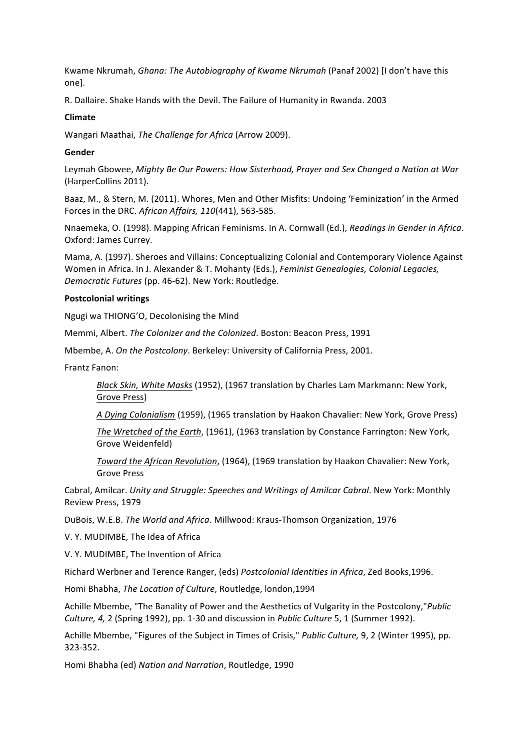Kwame Nkrumah, *Ghana: The Autobiography of Kwame Nkrumah* (Panaf 2002) [I don't have this one].

R. Dallaire. Shake Hands with the Devil. The Failure of Humanity in Rwanda. 2003

**Climate**

Wangari Maathai, *The Challenge for Africa* (Arrow 2009).

**Gender**

Leymah Gbowee, *Mighty Be Our Powers: How Sisterhood, Prayer and Sex Changed a Nation at War* (HarperCollins 2011).

Baaz, M., & Stern, M. (2011). Whores, Men and Other Misfits: Undoing 'Feminization' in the Armed Forces in the DRC. *African Affairs, 110*(441), 563-585.

Nnaemeka, O. (1998). Mapping African Feminisms. In A. Cornwall (Ed.), *Readings in Gender in Africa*. Oxford: James Currey.

Mama, A. (1997). Sheroes and Villains: Conceptualizing Colonial and Contemporary Violence Against Women in Africa. In J. Alexander & T. Mohanty (Eds.), *Feminist Genealogies, Colonial Legacies, Democratic Futures* (pp. 46-62). New York: Routledge.

**Postcolonial writings**

Ngugi wa THIONG'O, Decolonising the Mind

Memmi, Albert. *The Colonizer and the Colonized*. Boston: Beacon Press, 1991

Mbembe, A. *On the Postcolony*. Berkeley: University of California Press, 2001.

Frantz Fanon:

> *Black Skin, White Masks* (1952), (1967 translation by Charles Lam Markmann: New York, Grove Press)
>
> *A Dying Colonialism* (1959), (1965 translation by Haakon Chavalier: New York, Grove Press)
>
> *The Wretched of the Earth*, (1961), (1963 translation by Constance Farrington: New York, Grove Weidenfeld)
>
> *Toward the African Revolution*, (1964), (1969 translation by Haakon Chavalier: New York, Grove Press

Cabral, Amilcar. *Unity and Struggle: Speeches and Writings of Amilcar Cabral*. New York: Monthly Review Press, 1979

DuBois, W.E.B. *The World and Africa*. Millwood: Kraus-Thomson Organization, 1976

V. Y. MUDIMBE, The Idea of Africa

V. Y. MUDIMBE, The Invention of Africa

Richard Werbner and Terence Ranger, (eds) *Postcolonial Identities in Africa*, Zed Books,1996.

Homi Bhabha, *The Location of Culture*, Routledge, london,1994

Achille Mbembe, "The Banality of Power and the Aesthetics of Vulgarity in the Postcolony,"*Public Culture, 4,* 2 (Spring 1992), pp. 1-30 and discussion in *Public Culture* 5, 1 (Summer 1992).

Achille Mbembe, "Figures of the Subject in Times of Crisis," *Public Culture,* 9, 2 (Winter 1995), pp. 323-352.

Homi Bhabha (ed) *Nation and Narration*, Routledge, 1990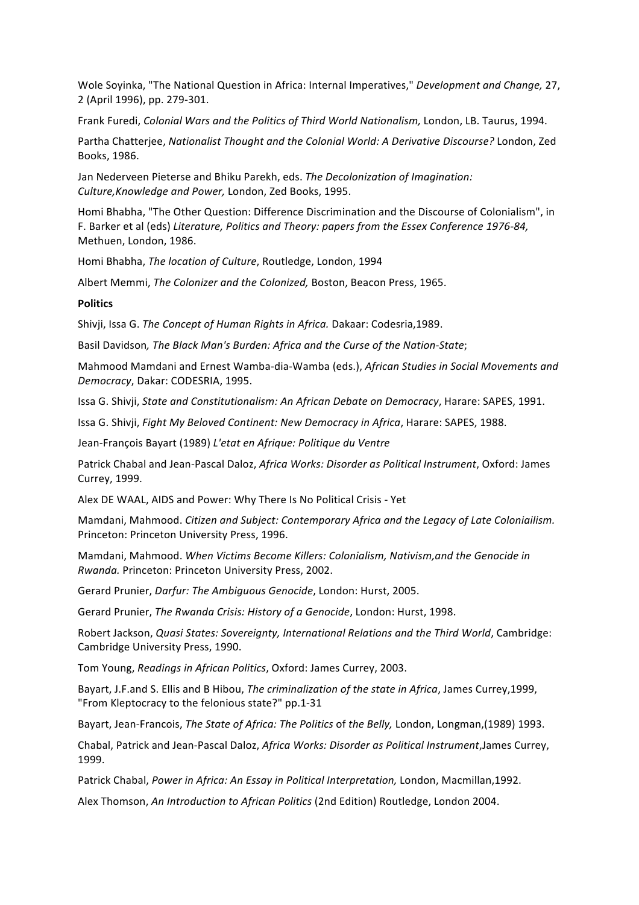Wole Soyinka, "The National Question in Africa: Internal Imperatives," *Development and Change,* 27, 2 (April 1996), pp. 279-301.

Frank Furedi, *Colonial Wars and the Politics of Third World Nationalism,* London, LB. Taurus, 1994.

Partha Chatterjee, *Nationalist Thought and the Colonial World: A Derivative Discourse?* London, Zed Books, 1986.

Jan Nederveen Pieterse and Bhiku Parekh, eds. *The Decolonization of Imagination: Culture,Knowledge and Power,* London, Zed Books, 1995.

Homi Bhabha, "The Other Question: Difference Discrimination and the Discourse of Colonialism", in F. Barker et al (eds) *Literature, Politics and Theory: papers from the Essex Conference 1976-84,* Methuen, London, 1986.

Homi Bhabha, *The location of Culture*, Routledge, London, 1994

Albert Memmi, *The Colonizer and the Colonized,* Boston, Beacon Press, 1965.

**Politics**

Shivji, Issa G. *The Concept of Human Rights in Africa.* Dakaar: Codesria,1989.

Basil Davidson*, The Black Man's Burden: Africa and the Curse of the Nation-State*;

Mahmood Mamdani and Ernest Wamba-dia-Wamba (eds.), *African Studies in Social Movements and Democracy*, Dakar: CODESRIA, 1995.

Issa G. Shivji, *State and Constitutionalism: An African Debate on Democracy*, Harare: SAPES, 1991.

Issa G. Shivji, *Fight My Beloved Continent: New Democracy in Africa*, Harare: SAPES, 1988.

Jean-François Bayart (1989) *L'etat en Afrique: Politique du Ventre*

Patrick Chabal and Jean-Pascal Daloz, *Africa Works: Disorder as Political Instrument*, Oxford: James Currey, 1999.

Alex DE WAAL, AIDS and Power: Why There Is No Political Crisis - Yet

Mamdani, Mahmood. *Citizen and Subject: Contemporary Africa and the Legacy of Late Coloniailism.* Princeton: Princeton University Press, 1996.

Mamdani, Mahmood. *When Victims Become Killers: Colonialism, Nativism,and the Genocide in Rwanda.* Princeton: Princeton University Press, 2002.

Gerard Prunier, *Darfur: The Ambiguous Genocide*, London: Hurst, 2005.

Gerard Prunier, *The Rwanda Crisis: History of a Genocide*, London: Hurst, 1998.

Robert Jackson, *Quasi States: Sovereignty, International Relations and the Third World*, Cambridge: Cambridge University Press, 1990.

Tom Young, *Readings in African Politics*, Oxford: James Currey, 2003.

Bayart, J.F.and S. Ellis and B Hibou, *The criminalization of the state in Africa*, James Currey,1999, "From Kleptocracy to the felonious state?" pp.1-31

Bayart, Jean-Francois, *The State of Africa: The Politics* of *the Belly,* London, Longman,(1989) 1993.

Chabal, Patrick and Jean-Pascal Daloz, *Africa Works: Disorder as Political Instrument*,James Currey, 1999.

Patrick Chabal, *Power in Africa: An Essay in Political Interpretation,* London, Macmillan,1992.

Alex Thomson, *An Introduction to African Politics* (2nd Edition) Routledge, London 2004.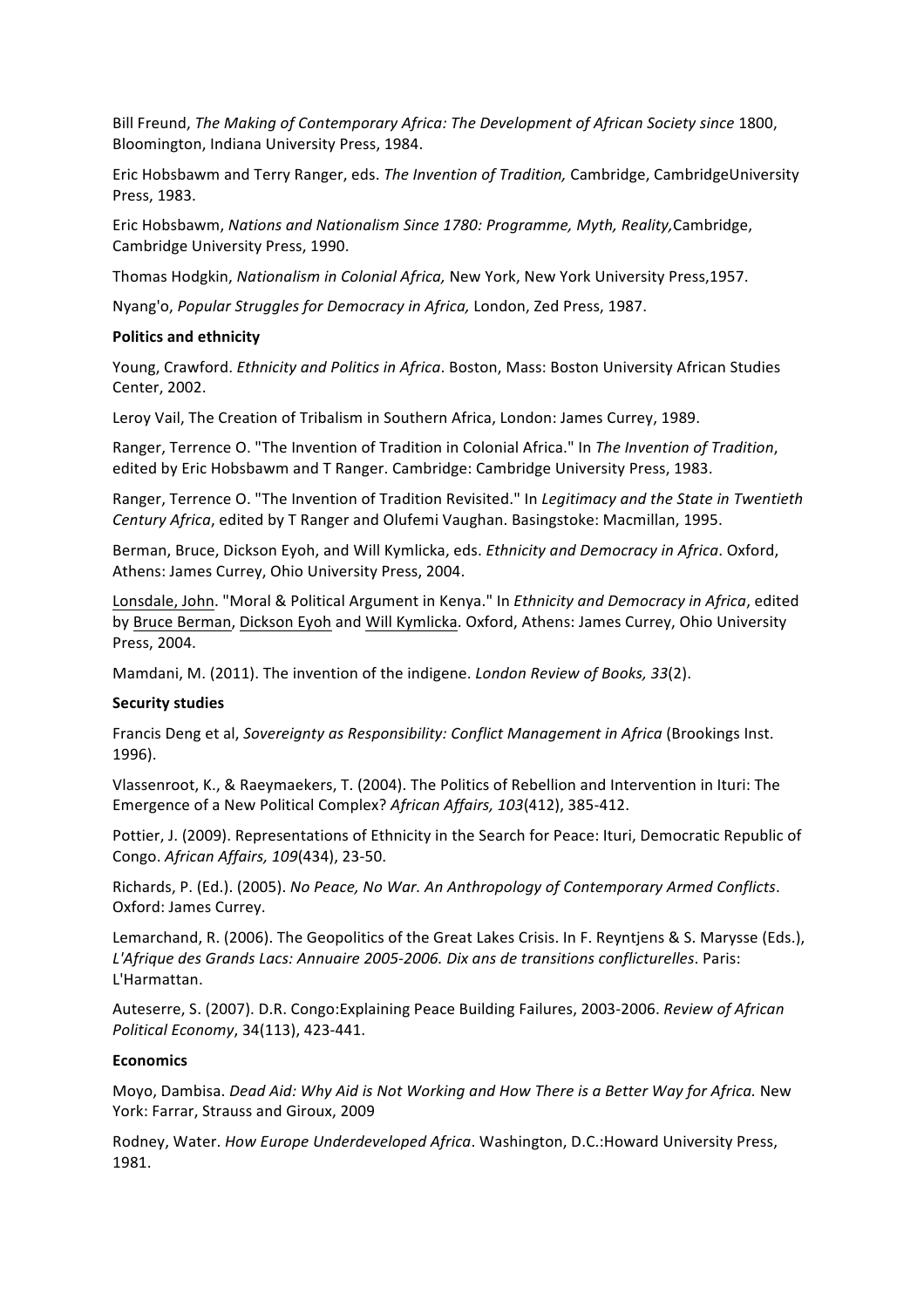Bill Freund, *The Making of Contemporary Africa: The Development of African Society since* 1800, Bloomington, Indiana University Press, 1984.

Eric Hobsbawm and Terry Ranger, eds. *The Invention of Tradition,* Cambridge, CambridgeUniversity Press, 1983.

Eric Hobsbawm, *Nations and Nationalism Since 1780: Programme, Myth, Reality,*Cambridge, Cambridge University Press, 1990.

Thomas Hodgkin, *Nationalism in Colonial Africa,* New York, New York University Press,1957.

Nyang'o, *Popular Struggles for Democracy in Africa,* London, Zed Press, 1987.

**Politics and ethnicity**

Young, Crawford. *Ethnicity and Politics in Africa*. Boston, Mass: Boston University African Studies Center, 2002.

Leroy Vail, The Creation of Tribalism in Southern Africa, London: James Currey, 1989.

Ranger, Terrence O. "The Invention of Tradition in Colonial Africa." In *The Invention of Tradition*, edited by Eric Hobsbawm and T Ranger. Cambridge: Cambridge University Press, 1983.

Ranger, Terrence O. "The Invention of Tradition Revisited." In *Legitimacy and the State in Twentieth Century Africa*, edited by T Ranger and Olufemi Vaughan. Basingstoke: Macmillan, 1995.

Berman, Bruce, Dickson Eyoh, and Will Kymlicka, eds. *Ethnicity and Democracy in Africa*. Oxford, Athens: James Currey, Ohio University Press, 2004.

Lonsdale, John. "Moral & Political Argument in Kenya." In *Ethnicity and Democracy in Africa*, edited by Bruce Berman, Dickson Eyoh and Will Kymlicka. Oxford, Athens: James Currey, Ohio University Press, 2004.

Mamdani, M. (2011). The invention of the indigene. *London Review of Books, 33*(2).

**Security studies**

Francis Deng et al, *Sovereignty as Responsibility: Conflict Management in Africa* (Brookings Inst. 1996).

Vlassenroot, K., & Raeymaekers, T. (2004). The Politics of Rebellion and Intervention in Ituri: The Emergence of a New Political Complex? *African Affairs, 103*(412), 385-412.

Pottier, J. (2009). Representations of Ethnicity in the Search for Peace: Ituri, Democratic Republic of Congo. *African Affairs, 109*(434), 23-50.

Richards, P. (Ed.). (2005). *No Peace, No War. An Anthropology of Contemporary Armed Conflicts*. Oxford: James Currey.

Lemarchand, R. (2006). The Geopolitics of the Great Lakes Crisis. In F. Reyntjens & S. Marysse (Eds.), *L'Afrique des Grands Lacs: Annuaire 2005-2006. Dix ans de transitions conflicturelles*. Paris: L'Harmattan.

Auteserre, S. (2007). D.R. Congo:Explaining Peace Building Failures, 2003-2006. *Review of African Political Economy*, 34(113), 423-441.

**Economics**

Moyo, Dambisa. *Dead Aid: Why Aid is Not Working and How There is a Better Way for Africa.* New York: Farrar, Strauss and Giroux, 2009

Rodney, Water. *How Europe Underdeveloped Africa*. Washington, D.C.:Howard University Press, 1981.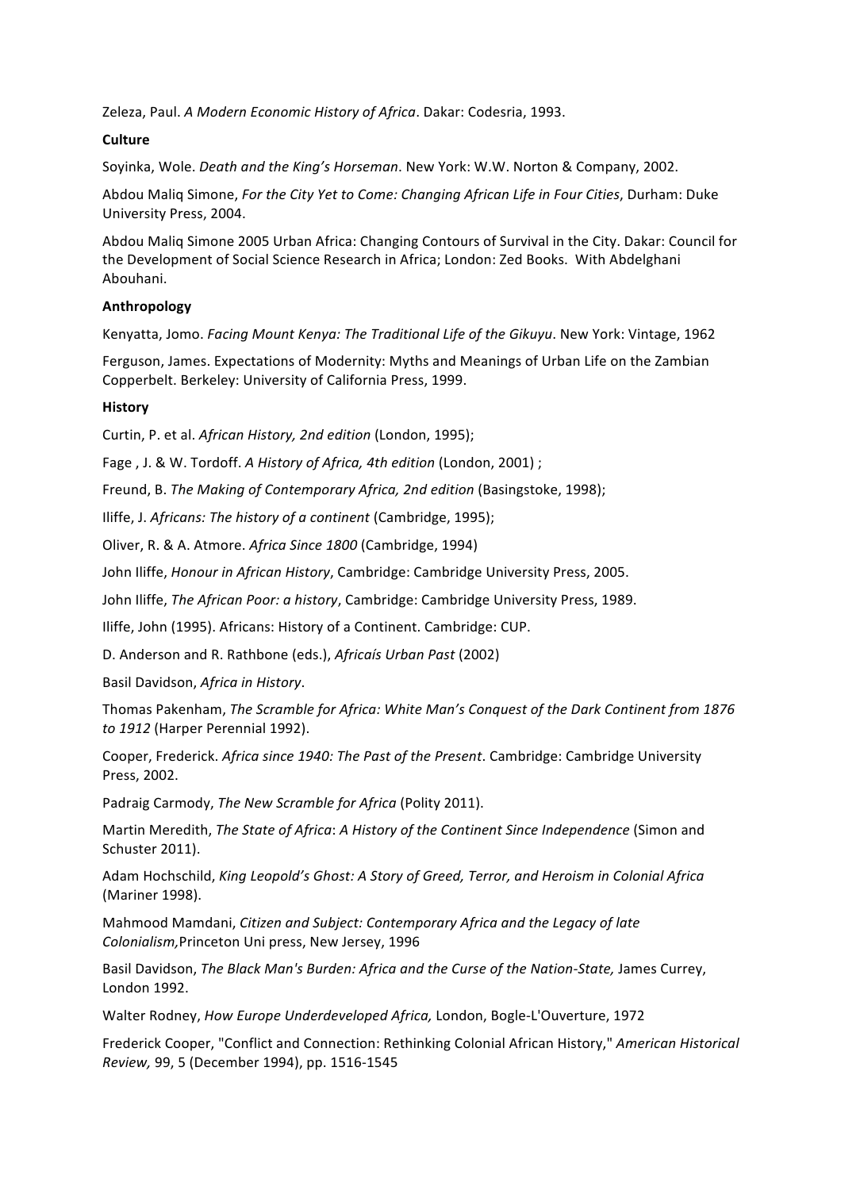Zeleza, Paul. *A Modern Economic History of Africa*. Dakar: Codesria, 1993.

**Culture**

Soyinka, Wole. *Death and the King's Horseman*. New York: W.W. Norton & Company, 2002.

Abdou Maliq Simone, *For the City Yet to Come: Changing African Life in Four Cities*, Durham: Duke University Press, 2004.

Abdou Maliq Simone 2005 Urban Africa: Changing Contours of Survival in the City. Dakar: Council for the Development of Social Science Research in Africa; London: Zed Books. With Abdelghani Abouhani.

**Anthropology**

Kenyatta, Jomo. *Facing Mount Kenya: The Traditional Life of the Gikuyu*. New York: Vintage, 1962

Ferguson, James. Expectations of Modernity: Myths and Meanings of Urban Life on the Zambian Copperbelt. Berkeley: University of California Press, 1999.

**History**

Curtin, P. et al. *African History, 2nd edition* (London, 1995);

Fage , J. & W. Tordoff. *A History of Africa, 4th edition* (London, 2001) ;

Freund, B. *The Making of Contemporary Africa, 2nd edition* (Basingstoke, 1998);

Iliffe, J. *Africans: The history of a continent* (Cambridge, 1995);

Oliver, R. & A. Atmore. *Africa Since 1800* (Cambridge, 1994)

John Iliffe, *Honour in African History*, Cambridge: Cambridge University Press, 2005.

John Iliffe, *The African Poor: a history*, Cambridge: Cambridge University Press, 1989.

Iliffe, John (1995). Africans: History of a Continent. Cambridge: CUP.

D. Anderson and R. Rathbone (eds.), *Africaís Urban Past* (2002)

Basil Davidson, *Africa in History*.

Thomas Pakenham, *The Scramble for Africa: White Man's Conquest of the Dark Continent from 1876 to 1912* (Harper Perennial 1992).

Cooper, Frederick. *Africa since 1940: The Past of the Present*. Cambridge: Cambridge University Press, 2002.

Padraig Carmody, *The New Scramble for Africa* (Polity 2011).

Martin Meredith, *The State of Africa*: *A History of the Continent Since Independence* (Simon and Schuster 2011).

Adam Hochschild, *King Leopold's Ghost: A Story of Greed, Terror, and Heroism in Colonial Africa* (Mariner 1998).

Mahmood Mamdani, *Citizen and Subject: Contemporary Africa and the Legacy of late Colonialism,*Princeton Uni press, New Jersey, 1996

Basil Davidson, *The Black Man's Burden: Africa and the Curse of the Nation-State,* James Currey, London 1992.

Walter Rodney, *How Europe Underdeveloped Africa,* London, Bogle-L'Ouverture, 1972

Frederick Cooper, "Conflict and Connection: Rethinking Colonial African History," *American Historical Review,* 99, 5 (December 1994), pp. 1516-1545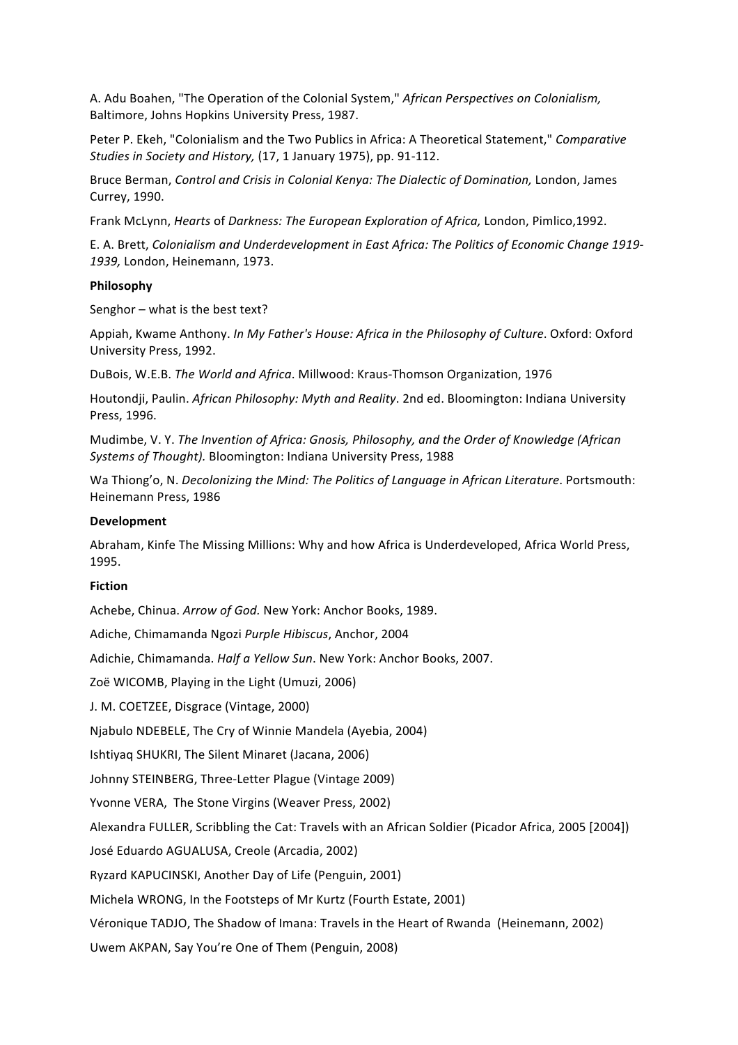A. Adu Boahen, "The Operation of the Colonial System," *African Perspectives on Colonialism,* Baltimore, Johns Hopkins University Press, 1987.

Peter P. Ekeh, "Colonialism and the Two Publics in Africa: A Theoretical Statement," *Comparative Studies in Society and History,* (17, 1 January 1975), pp. 91-112.

Bruce Berman, *Control and Crisis in Colonial Kenya: The Dialectic of Domination,* London, James Currey, 1990.

Frank McLynn, *Hearts* of *Darkness: The European Exploration of Africa,* London, Pimlico,1992.

E. A. Brett, *Colonialism and Underdevelopment in East Africa: The Politics of Economic Change 1919-1939,* London, Heinemann, 1973.

**Philosophy**

Senghor – what is the best text?

Appiah, Kwame Anthony. *In My Father's House: Africa in the Philosophy of Culture*. Oxford: Oxford University Press, 1992.

DuBois, W.E.B. *The World and Africa*. Millwood: Kraus-Thomson Organization, 1976

Houtondji, Paulin. *African Philosophy: Myth and Reality*. 2nd ed. Bloomington: Indiana University Press, 1996.

Mudimbe, V. Y. *The Invention of Africa: Gnosis, Philosophy, and the Order of Knowledge (African Systems of Thought).* Bloomington: Indiana University Press, 1988

Wa Thiong'o, N. *Decolonizing the Mind: The Politics of Language in African Literature*. Portsmouth: Heinemann Press, 1986

**Development**

Abraham, Kinfe The Missing Millions: Why and how Africa is Underdeveloped, Africa World Press, 1995.

**Fiction**

Achebe, Chinua. *Arrow of God.* New York: Anchor Books, 1989.

Adiche, Chimamanda Ngozi *Purple Hibiscus*, Anchor, 2004

Adichie, Chimamanda. *Half a Yellow Sun*. New York: Anchor Books, 2007.

Zoë WICOMB, Playing in the Light (Umuzi, 2006)

J. M. COETZEE, Disgrace (Vintage, 2000)

Njabulo NDEBELE, The Cry of Winnie Mandela (Ayebia, 2004)

Ishtiyaq SHUKRI, The Silent Minaret (Jacana, 2006)

Johnny STEINBERG, Three-Letter Plague (Vintage 2009)

Yvonne VERA, The Stone Virgins (Weaver Press, 2002)

Alexandra FULLER, Scribbling the Cat: Travels with an African Soldier (Picador Africa, 2005 [2004])

José Eduardo AGUALUSA, Creole (Arcadia, 2002)

Ryzard KAPUCINSKI, Another Day of Life (Penguin, 2001)

Michela WRONG, In the Footsteps of Mr Kurtz (Fourth Estate, 2001)

Véronique TADJO, The Shadow of Imana: Travels in the Heart of Rwanda (Heinemann, 2002)

Uwem AKPAN, Say You're One of Them (Penguin, 2008)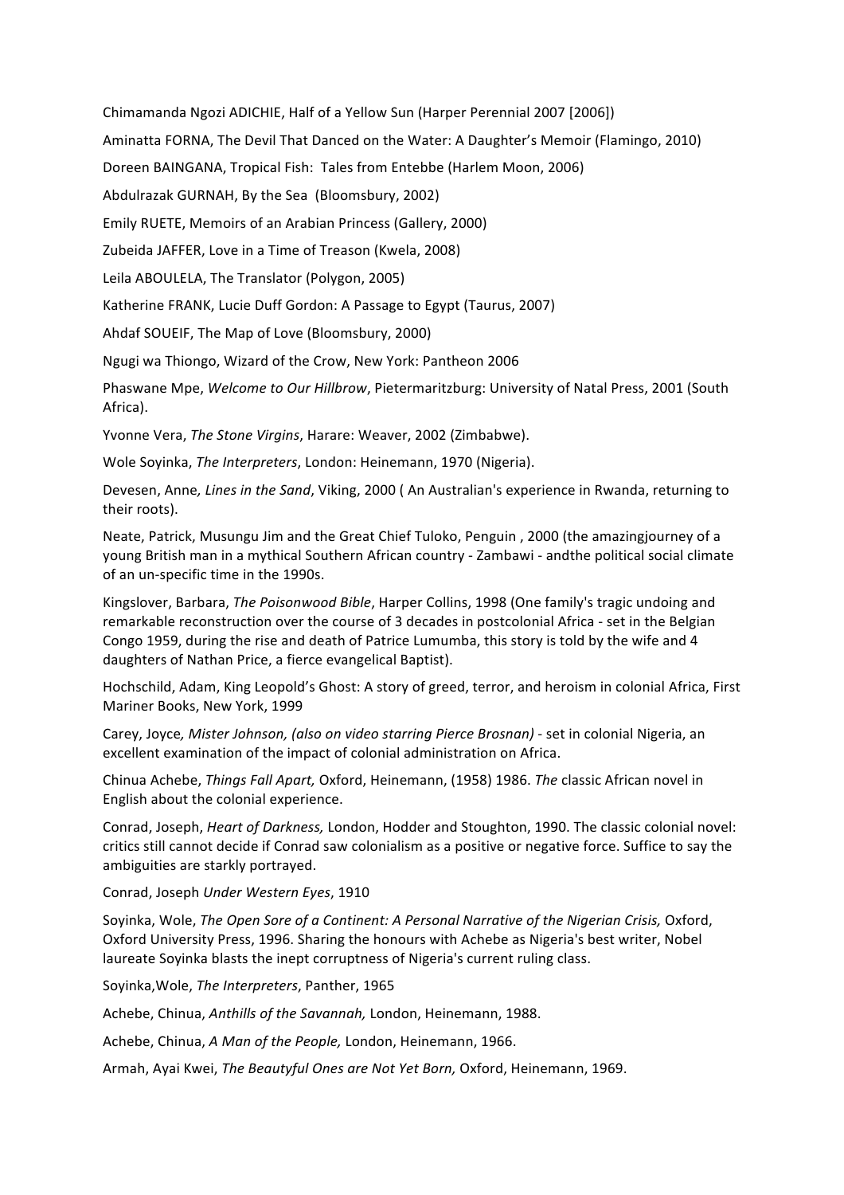Chimamanda Ngozi ADICHIE, Half of a Yellow Sun (Harper Perennial 2007 [2006])

Aminatta FORNA, The Devil That Danced on the Water: A Daughter's Memoir (Flamingo, 2010)

Doreen BAINGANA, Tropical Fish: Tales from Entebbe (Harlem Moon, 2006)

Abdulrazak GURNAH, By the Sea (Bloomsbury, 2002)

Emily RUETE, Memoirs of an Arabian Princess (Gallery, 2000)

Zubeida JAFFER, Love in a Time of Treason (Kwela, 2008)

Leila ABOULELA, The Translator (Polygon, 2005)

Katherine FRANK, Lucie Duff Gordon: A Passage to Egypt (Taurus, 2007)

Ahdaf SOUEIF, The Map of Love (Bloomsbury, 2000)

Ngugi wa Thiongo, Wizard of the Crow, New York: Pantheon 2006

Phaswane Mpe, *Welcome to Our Hillbrow*, Pietermaritzburg: University of Natal Press, 2001 (South Africa).

Yvonne Vera, *The Stone Virgins*, Harare: Weaver, 2002 (Zimbabwe).

Wole Soyinka, *The Interpreters*, London: Heinemann, 1970 (Nigeria).

Devesen, Anne*, Lines in the Sand*, Viking, 2000 ( An Australian's experience in Rwanda, returning to their roots).

Neate, Patrick, Musungu Jim and the Great Chief Tuloko, Penguin , 2000 (the amazingjourney of a young British man in a mythical Southern African country - Zambawi - andthe political social climate of an un-specific time in the 1990s.

Kingslover, Barbara, *The Poisonwood Bible*, Harper Collins, 1998 (One family's tragic undoing and remarkable reconstruction over the course of 3 decades in postcolonial Africa - set in the Belgian Congo 1959, during the rise and death of Patrice Lumumba, this story is told by the wife and 4 daughters of Nathan Price, a fierce evangelical Baptist).

Hochschild, Adam, King Leopold's Ghost: A story of greed, terror, and heroism in colonial Africa, First Mariner Books, New York, 1999

Carey, Joyce*, Mister Johnson, (also on video starring Pierce Brosnan)* - set in colonial Nigeria, an excellent examination of the impact of colonial administration on Africa.

Chinua Achebe, *Things Fall Apart,* Oxford, Heinemann, (1958) 1986. *The* classic African novel in English about the colonial experience.

Conrad, Joseph, *Heart of Darkness,* London, Hodder and Stoughton, 1990. The classic colonial novel: critics still cannot decide if Conrad saw colonialism as a positive or negative force. Suffice to say the ambiguities are starkly portrayed.

Conrad, Joseph *Under Western Eyes*, 1910

Soyinka, Wole, *The Open Sore of a Continent: A Personal Narrative of the Nigerian Crisis,* Oxford, Oxford University Press, 1996. Sharing the honours with Achebe as Nigeria's best writer, Nobel laureate Soyinka blasts the inept corruptness of Nigeria's current ruling class.

Soyinka,Wole, *The Interpreters*, Panther, 1965

Achebe, Chinua, *Anthills of the Savannah,* London, Heinemann, 1988.

Achebe, Chinua, *A Man of the People,* London, Heinemann, 1966.

Armah, Ayai Kwei, *The Beautyful Ones are Not Yet Born,* Oxford, Heinemann, 1969.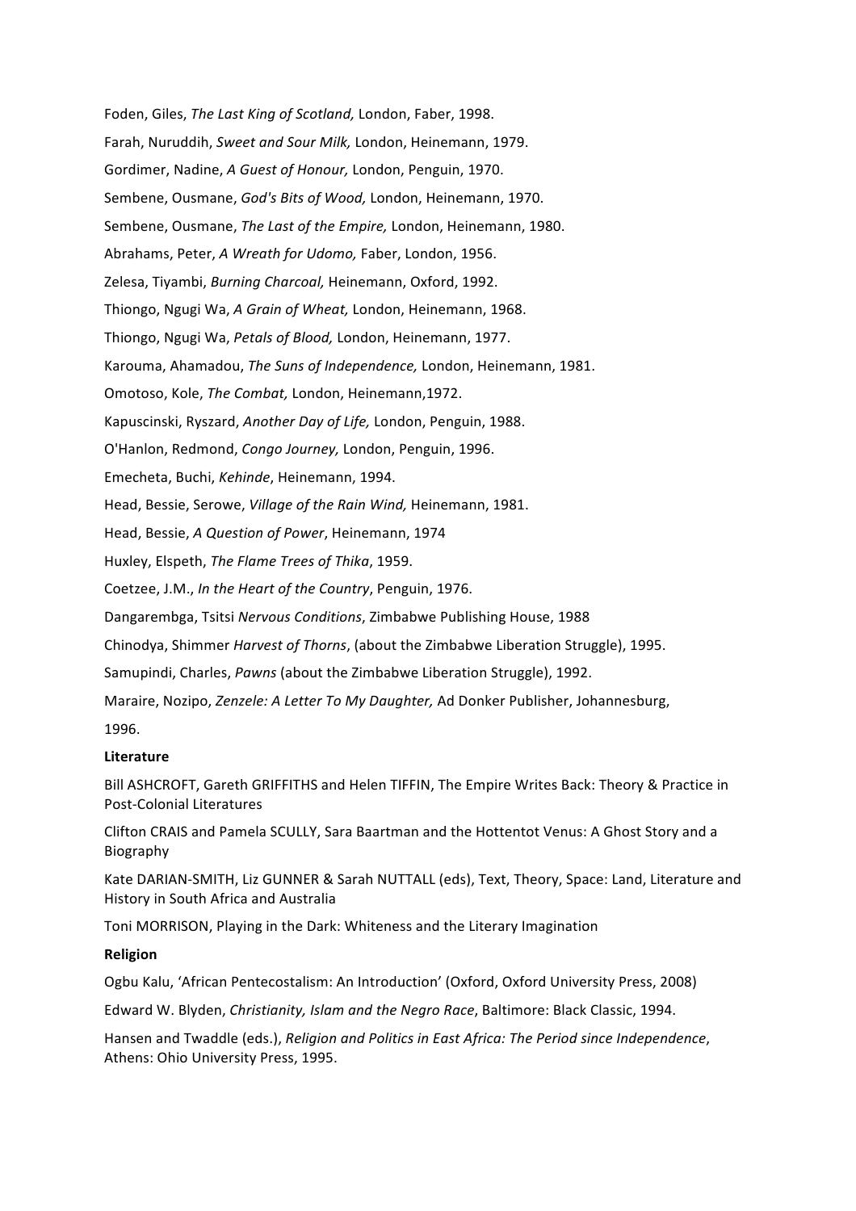Foden, Giles, *The Last King of Scotland,* London, Faber, 1998.

Farah, Nuruddih, *Sweet and Sour Milk,* London, Heinemann, 1979.

Gordimer, Nadine, *A Guest of Honour,* London, Penguin, 1970.

Sembene, Ousmane, *God's Bits of Wood,* London, Heinemann, 1970.

Sembene, Ousmane, *The Last of the Empire,* London, Heinemann, 1980.

Abrahams, Peter, *A Wreath for Udomo,* Faber, London, 1956.

Zelesa, Tiyambi, *Burning Charcoal,* Heinemann, Oxford, 1992.

Thiongo, Ngugi Wa, *A Grain of Wheat,* London, Heinemann, 1968.

Thiongo, Ngugi Wa, *Petals of Blood,* London, Heinemann, 1977.

Karouma, Ahamadou, *The Suns of Independence,* London, Heinemann, 1981.

Omotoso, Kole, *The Combat,* London, Heinemann,1972.

Kapuscinski, Ryszard, *Another Day of Life,* London, Penguin, 1988.

O'Hanlon, Redmond, *Congo Journey,* London, Penguin, 1996.

Emecheta, Buchi, *Kehinde*, Heinemann, 1994.

Head, Bessie, Serowe, *Village of the Rain Wind,* Heinemann, 1981.

Head, Bessie, *A Question of Power*, Heinemann, 1974

Huxley, Elspeth, *The Flame Trees of Thika*, 1959.

Coetzee, J.M., *In the Heart of the Country*, Penguin, 1976.

Dangarembga, Tsitsi *Nervous Conditions*, Zimbabwe Publishing House, 1988

Chinodya, Shimmer *Harvest of Thorns*, (about the Zimbabwe Liberation Struggle), 1995.

Samupindi, Charles, *Pawns* (about the Zimbabwe Liberation Struggle), 1992.

Maraire, Nozipo, *Zenzele: A Letter To My Daughter,* Ad Donker Publisher, Johannesburg, 1996.

**Literature**

Bill ASHCROFT, Gareth GRIFFITHS and Helen TIFFIN, The Empire Writes Back: Theory & Practice in Post-Colonial Literatures

Clifton CRAIS and Pamela SCULLY, Sara Baartman and the Hottentot Venus: A Ghost Story and a Biography

Kate DARIAN-SMITH, Liz GUNNER & Sarah NUTTALL (eds), Text, Theory, Space: Land, Literature and History in South Africa and Australia

Toni MORRISON, Playing in the Dark: Whiteness and the Literary Imagination

**Religion**

Ogbu Kalu, 'African Pentecostalism: An Introduction' (Oxford, Oxford University Press, 2008)

Edward W. Blyden, *Christianity, Islam and the Negro Race*, Baltimore: Black Classic, 1994.

Hansen and Twaddle (eds.), *Religion and Politics in East Africa: The Period since Independence*, Athens: Ohio University Press, 1995.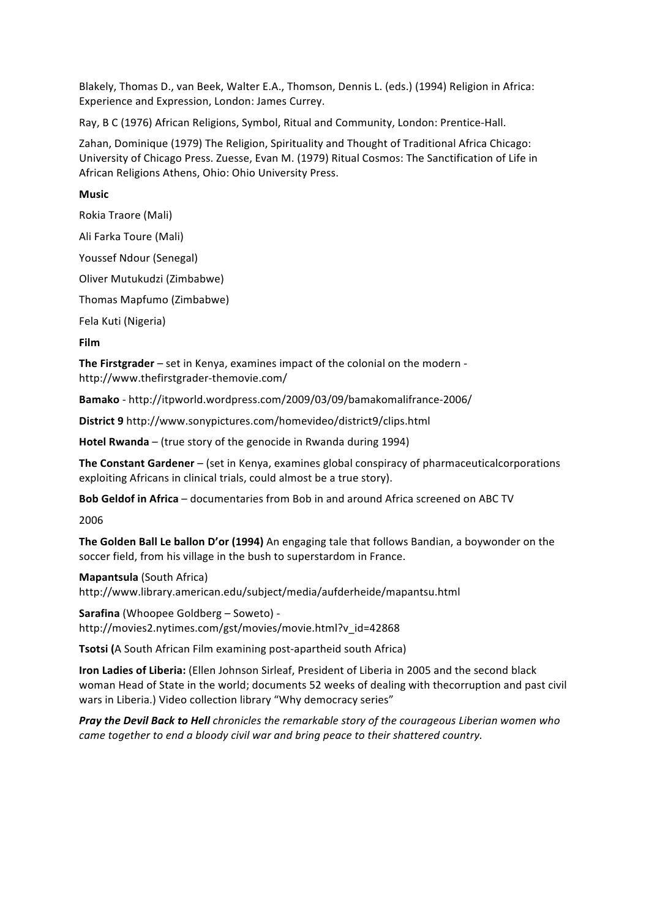Blakely, Thomas D., van Beek, Walter E.A., Thomson, Dennis L. (eds.) (1994) Religion in Africa: Experience and Expression, London: James Currey.

Ray, B C (1976) African Religions, Symbol, Ritual and Community, London: Prentice-Hall.

Zahan, Dominique (1979) The Religion, Spirituality and Thought of Traditional Africa Chicago: University of Chicago Press. Zuesse, Evan M. (1979) Ritual Cosmos: The Sanctification of Life in African Religions Athens, Ohio: Ohio University Press.

**Music**

Rokia Traore (Mali)

Ali Farka Toure (Mali)

Youssef Ndour (Senegal)

Oliver Mutukudzi (Zimbabwe)

Thomas Mapfumo (Zimbabwe)

Fela Kuti (Nigeria)

**Film**

**The Firstgrader** – set in Kenya, examines impact of the colonial on the modern - http://www.thefirstgrader-themovie.com/

**Bamako** - http://itpworld.wordpress.com/2009/03/09/bamakomalifrance-2006/

**District 9** http://www.sonypictures.com/homevideo/district9/clips.html

**Hotel Rwanda** – (true story of the genocide in Rwanda during 1994)

**The Constant Gardener** – (set in Kenya, examines global conspiracy of pharmaceuticalcorporations exploiting Africans in clinical trials, could almost be a true story).

**Bob Geldof in Africa** – documentaries from Bob in and around Africa screened on ABC TV

2006

**The Golden Ball Le ballon D'or (1994)** An engaging tale that follows Bandian, a boywonder on the soccer field, from his village in the bush to superstardom in France.

**Mapantsula** (South Africa)
http://www.library.american.edu/subject/media/aufderheide/mapantsu.html

**Sarafina** (Whoopee Goldberg – Soweto) -
http://movies2.nytimes.com/gst/movies/movie.html?v_id=42868

**Tsotsi (**A South African Film examining post-apartheid south Africa)

**Iron Ladies of Liberia:** (Ellen Johnson Sirleaf, President of Liberia in 2005 and the second black woman Head of State in the world; documents 52 weeks of dealing with thecorruption and past civil wars in Liberia.) Video collection library "Why democracy series"

***Pray the Devil Back to Hell*** *chronicles the remarkable story of the courageous Liberian women who came together to end a bloody civil war and bring peace to their shattered country.*